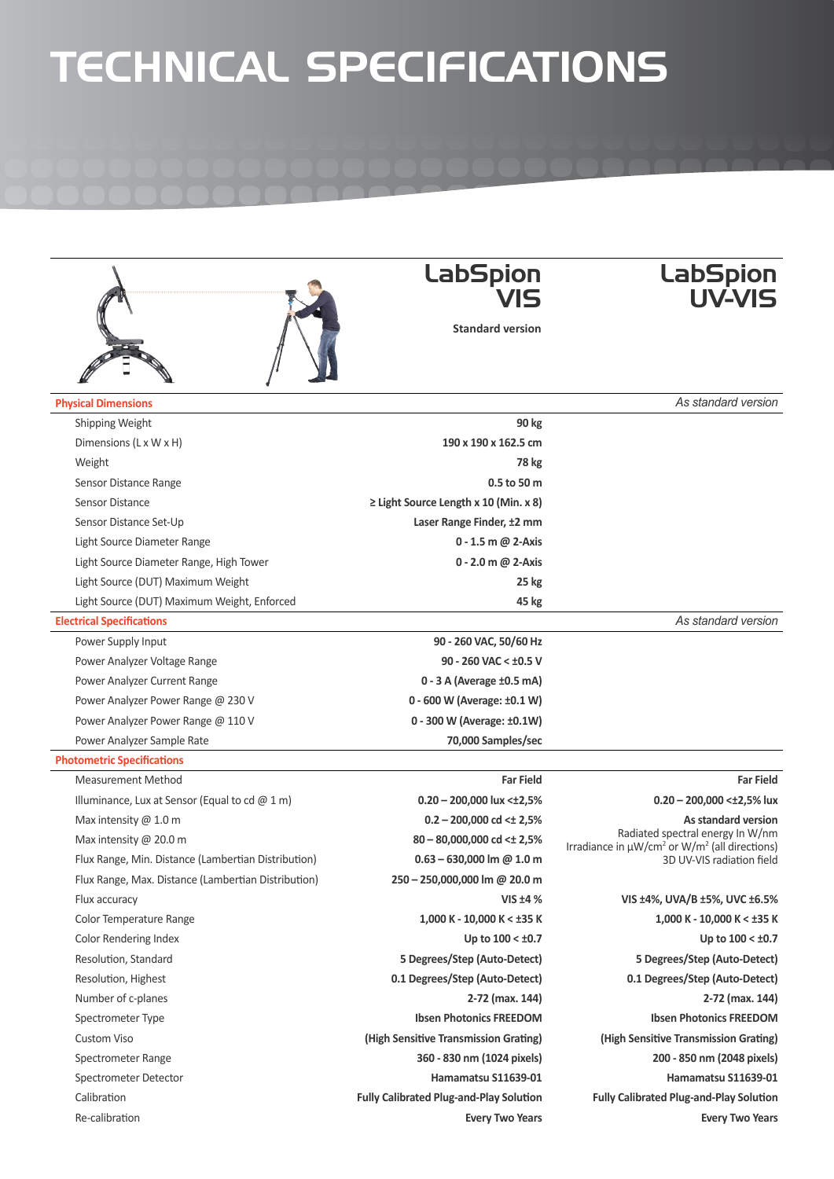# TECHNICAL SPECIFICATIONS

| | LabSpion VIS<br>Standard version | LabSpion UV-VIS |
|---|---|---|
| **Physical Dimensions** | | *As standard version* |
| Shipping Weight | **90 kg** | |
| Dimensions (L x W x H) | **190 x 190 x 162.5 cm** | |
| Weight | **78 kg** | |
| Sensor Distance Range | **0.5 to 50 m** | |
| Sensor Distance | **≥ Light Source Length x 10 (Min. x 8)** | |
| Sensor Distance Set-Up | **Laser Range Finder, ±2 mm** | |
| Light Source Diameter Range | **0 - 1.5 m @ 2-Axis** | |
| Light Source Diameter Range, High Tower | **0 - 2.0 m @ 2-Axis** | |
| Light Source (DUT) Maximum Weight | **25 kg** | |
| Light Source (DUT) Maximum Weight, Enforced | **45 kg** | |
| **Electrical Specifications** | | *As standard version* |
| Power Supply Input | **90 - 260 VAC, 50/60 Hz** | |
| Power Analyzer Voltage Range | **90 - 260 VAC < ±0.5 V** | |
| Power Analyzer Current Range | **0 - 3 A (Average ±0.5 mA)** | |
| Power Analyzer Power Range @ 230 V | **0 - 600 W (Average: ±0.1 W)** | |
| Power Analyzer Power Range @ 110 V | **0 - 300 W (Average: ±0.1W)** | |
| Power Analyzer Sample Rate | **70,000 Samples/sec** | |
| **Photometric Specifications** | | |
| Measurement Method | **Far Field** | **Far Field** |
| Illuminance, Lux at Sensor (Equal to cd @ 1 m) | **0.20 – 200,000 lux <±2,5%** | **0.20 – 200,000 <±2,5% lux** |
| Max intensity @ 1.0 m | **0.2 – 200,000 cd <± 2,5%** | **As standard version** |
| Max intensity @ 20.0 m | **80 – 80,000,000 cd <± 2,5%** | Radiated spectral energy In W/nm<br>Irradiance in µW/cm² or W/m² (all directions) |
| Flux Range, Min. Distance (Lambertian Distribution) | **0.63 – 630,000 lm @ 1.0 m** | 3D UV-VIS radiation field |
| Flux Range, Max. Distance (Lambertian Distribution) | **250 – 250,000,000 lm @ 20.0 m** | |
| Flux accuracy | **VIS ±4 %** | **VIS ±4%, UVA/B ±5%, UVC ±6.5%** |
| Color Temperature Range | **1,000 K - 10,000 K < ±35 K** | **1,000 K - 10,000 K < ±35 K** |
| Color Rendering Index | **Up to 100 < ±0.7** | **Up to 100 < ±0.7** |
| Resolution, Standard | **5 Degrees/Step (Auto-Detect)** | **5 Degrees/Step (Auto-Detect)** |
| Resolution, Highest | **0.1 Degrees/Step (Auto-Detect)** | **0.1 Degrees/Step (Auto-Detect)** |
| Number of c-planes | **2-72 (max. 144)** | **2-72 (max. 144)** |
| Spectrometer Type | **Ibsen Photonics FREEDOM** | **Ibsen Photonics FREEDOM** |
| Custom Viso | **(High Sensitive Transmission Grating)** | **(High Sensitive Transmission Grating)** |
| Spectrometer Range | **360 - 830 nm (1024 pixels)** | **200 - 850 nm (2048 pixels)** |
| Spectrometer Detector | **Hamamatsu S11639-01** | **Hamamatsu S11639-01** |
| Calibration | **Fully Calibrated Plug-and-Play Solution** | **Fully Calibrated Plug-and-Play Solution** |
| Re-calibration | **Every Two Years** | **Every Two Years** |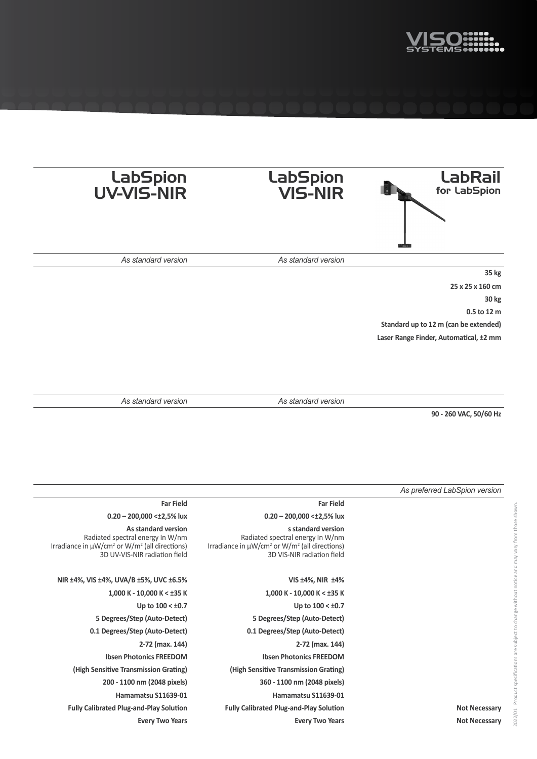| LabSpion UV-VIS-NIR | LabSpion VIS-NIR | LabRail for LabSpion |
|---|---|---|
| *As standard version* | *As standard version* | |
| | | **35 kg** |
| | | **25 x 25 x 160 cm** |
| | | **30 kg** |
| | | **0.5 to 12 m** |
| | | **Standard up to 12 m (can be extended)** |
| | | **Laser Range Finder, Automatical, ±2 mm** |

| | | |
|---|---|---|
| *As standard version* | *As standard version* | |
| | | **90 - 260 VAC, 50/60 Hz** |

| | | |
|---|---|---|
| | | *As preferred LabSpion version* |
| **Far Field** | **Far Field** | |
| **0.20 – 200,000 <±2,5% lux** | **0.20 – 200,000 <±2,5% lux** | |
| **As standard version** Radiated spectral energy In W/nm Irradiance in µW/cm² or W/m² (all directions) 3D UV-VIS-NIR radiation field | **s standard version** Radiated spectral energy In W/nm Irradiance in µW/cm² or W/m² (all directions) 3D VIS-NIR radiation field | |
| **NIR ±4%, VIS ±4%, UVA/B ±5%, UVC ±6.5%** | **VIS ±4%, NIR ±4%** | |
| **1,000 K - 10,000 K < ±35 K** | **1,000 K - 10,000 K < ±35 K** | |
| **Up to 100 < ±0.7** | **Up to 100 < ±0.7** | |
| **5 Degrees/Step (Auto-Detect)** | **5 Degrees/Step (Auto-Detect)** | |
| **0.1 Degrees/Step (Auto-Detect)** | **0.1 Degrees/Step (Auto-Detect)** | |
| **2-72 (max. 144)** | **2-72 (max. 144)** | |
| **Ibsen Photonics FREEDOM** | **Ibsen Photonics FREEDOM** | |
| **(High Sensitive Transmission Grating)** | **(High Sensitive Transmission Grating)** | |
| **200 - 1100 nm (2048 pixels)** | **360 - 1100 nm (2048 pixels)** | |
| **Hamamatsu S11639-01** | **Hamamatsu S11639-01** | |
| **Fully Calibrated Plug-and-Play Solution** | **Fully Calibrated Plug-and-Play Solution** | **Not Necessary** |
| **Every Two Years** | **Every Two Years** | **Not Necessary** |

2022/01 Product specifications are subject to change without notice and may vary from those shown.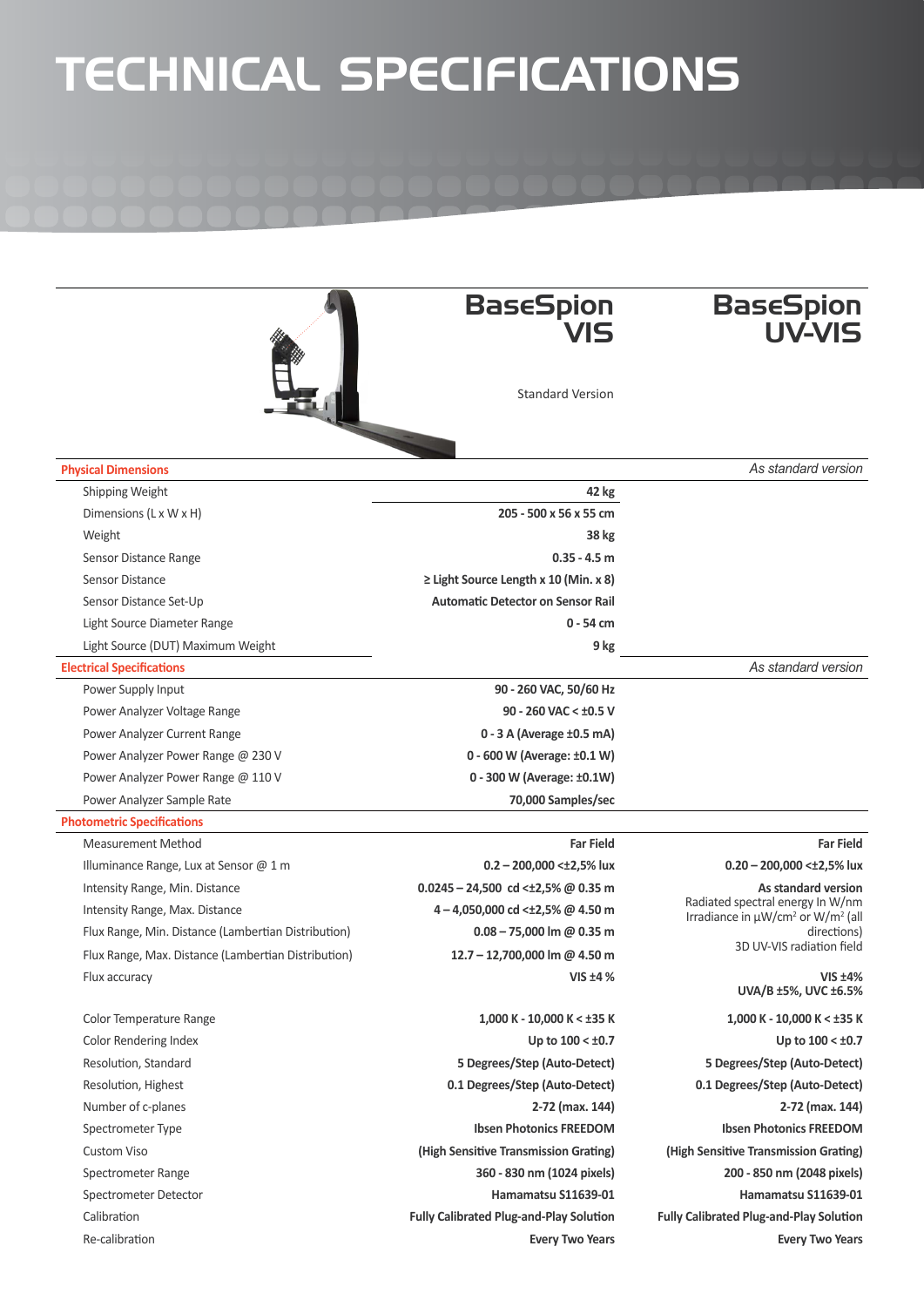# TECHNICAL SPECIFICATIONS

| | BaseSpion VIS<br>Standard Version | BaseSpion UV-VIS |
|---|---|---|
| **Physical Dimensions** | | *As standard version* |
| Shipping Weight | **42 kg** | |
| Dimensions (L x W x H) | **205 - 500 x 56 x 55 cm** | |
| Weight | **38 kg** | |
| Sensor Distance Range | **0.35 - 4.5 m** | |
| Sensor Distance | **≥ Light Source Length x 10 (Min. x 8)** | |
| Sensor Distance Set-Up | **Automatic Detector on Sensor Rail** | |
| Light Source Diameter Range | **0 - 54 cm** | |
| Light Source (DUT) Maximum Weight | **9 kg** | |
| **Electrical Specifications** | | *As standard version* |
| Power Supply Input | **90 - 260 VAC, 50/60 Hz** | |
| Power Analyzer Voltage Range | **90 - 260 VAC < ±0.5 V** | |
| Power Analyzer Current Range | **0 - 3 A (Average ±0.5 mA)** | |
| Power Analyzer Power Range @ 230 V | **0 - 600 W (Average: ±0.1 W)** | |
| Power Analyzer Power Range @ 110 V | **0 - 300 W (Average: ±0.1W)** | |
| Power Analyzer Sample Rate | **70,000 Samples/sec** | |
| **Photometric Specifications** | | |
| Measurement Method | **Far Field** | **Far Field** |
| Illuminance Range, Lux at Sensor @ 1 m | **0.2 – 200,000 <±2,5% lux** | **0.20 – 200,000 <±2,5% lux** |
| Intensity Range, Min. Distance | **0.0245 – 24,500 cd <±2,5% @ 0.35 m** | **As standard version**<br>Radiated spectral energy In W/nm<br>Irradiance in µW/cm² or W/m² (all directions)<br>3D UV-VIS radiation field |
| Intensity Range, Max. Distance | **4 – 4,050,000 cd <±2,5% @ 4.50 m** | |
| Flux Range, Min. Distance (Lambertian Distribution) | **0.08 – 75,000 lm @ 0.35 m** | |
| Flux Range, Max. Distance (Lambertian Distribution) | **12.7 – 12,700,000 lm @ 4.50 m** | |
| Flux accuracy | **VIS ±4 %** | **VIS ±4%**<br>**UVA/B ±5%, UVC ±6.5%** |
| Color Temperature Range | **1,000 K - 10,000 K < ±35 K** | **1,000 K - 10,000 K < ±35 K** |
| Color Rendering Index | **Up to 100 < ±0.7** | **Up to 100 < ±0.7** |
| Resolution, Standard | **5 Degrees/Step (Auto-Detect)** | **5 Degrees/Step (Auto-Detect)** |
| Resolution, Highest | **0.1 Degrees/Step (Auto-Detect)** | **0.1 Degrees/Step (Auto-Detect)** |
| Number of c-planes | **2-72 (max. 144)** | **2-72 (max. 144)** |
| Spectrometer Type | **Ibsen Photonics FREEDOM** | **Ibsen Photonics FREEDOM** |
| Custom Viso | **(High Sensitive Transmission Grating)** | **(High Sensitive Transmission Grating)** |
| Spectrometer Range | **360 - 830 nm (1024 pixels)** | **200 - 850 nm (2048 pixels)** |
| Spectrometer Detector | **Hamamatsu S11639-01** | **Hamamatsu S11639-01** |
| Calibration | **Fully Calibrated Plug-and-Play Solution** | **Fully Calibrated Plug-and-Play Solution** |
| Re-calibration | **Every Two Years** | **Every Two Years** |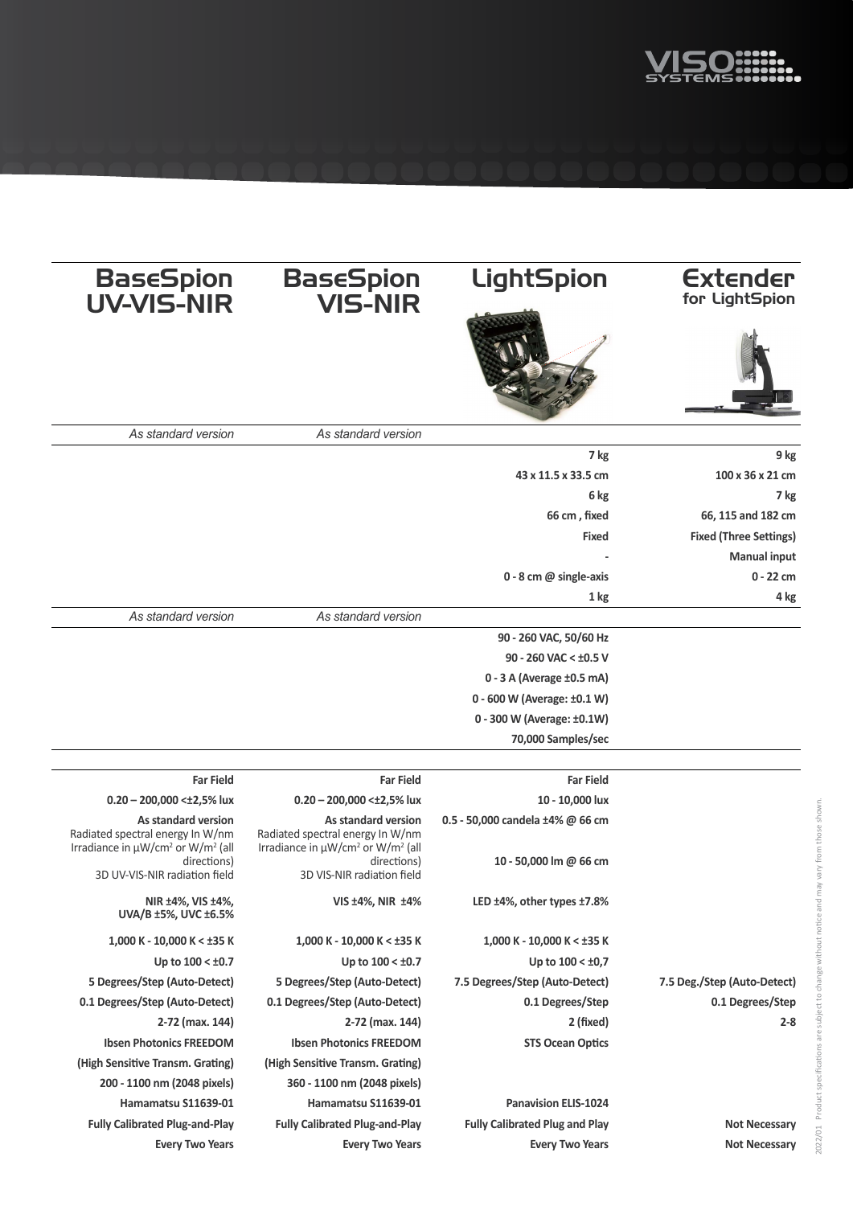| BaseSpion UV-VIS-NIR | BaseSpion VIS-NIR | LightSpion | Extender for LightSpion |
|---|---|---|---|
| *As standard version* | *As standard version* | | |
| | | **7 kg** | **9 kg** |
| | | **43 x 11.5 x 33.5 cm** | **100 x 36 x 21 cm** |
| | | **6 kg** | **7 kg** |
| | | **66 cm , fixed** | **66, 115 and 182 cm** |
| | | **Fixed** | **Fixed (Three Settings)** |
| | | **-** | **Manual input** |
| | | **0 - 8 cm @ single-axis** | **0 - 22 cm** |
| | | **1 kg** | **4 kg** |
| *As standard version* | *As standard version* | | |
| | | **90 - 260 VAC, 50/60 Hz** | |
| | | **90 - 260 VAC < ±0.5 V** | |
| | | **0 - 3 A (Average ±0.5 mA)** | |
| | | **0 - 600 W (Average: ±0.1 W)** | |
| | | **0 - 300 W (Average: ±0.1W)** | |
| | | **70,000 Samples/sec** | |
| **Far Field** | **Far Field** | **Far Field** | |
| **0.20 – 200,000 <±2,5% lux** | **0.20 – 200,000 <±2,5% lux** | **10 - 10,000 lux** | |
| **As standard version** Radiated spectral energy In W/nm Irradiance in µW/cm² or W/m² (all directions) 3D UV-VIS-NIR radiation field | **As standard version** Radiated spectral energy In W/nm Irradiance in µW/cm² or W/m² (all directions) 3D VIS-NIR radiation field | **0.5 - 50,000 candela ±4% @ 66 cm** **10 - 50,000 lm @ 66 cm** | |
| **NIR ±4%, VIS ±4%, UVA/B ±5%, UVC ±6.5%** | **VIS ±4%, NIR ±4%** | **LED ±4%, other types ±7.8%** | |
| **1,000 K - 10,000 K < ±35 K** | **1,000 K - 10,000 K < ±35 K** | **1,000 K - 10,000 K < ±35 K** | |
| **Up to 100 < ±0.7** | **Up to 100 < ±0.7** | **Up to 100 < ±0,7** | |
| **5 Degrees/Step (Auto-Detect)** | **5 Degrees/Step (Auto-Detect)** | **7.5 Degrees/Step (Auto-Detect)** | **7.5 Deg./Step (Auto-Detect)** |
| **0.1 Degrees/Step (Auto-Detect)** | **0.1 Degrees/Step (Auto-Detect)** | **0.1 Degrees/Step** | **0.1 Degrees/Step** |
| **2-72 (max. 144)** | **2-72 (max. 144)** | **2 (fixed)** | **2-8** |
| **Ibsen Photonics FREEDOM** | **Ibsen Photonics FREEDOM** | **STS Ocean Optics** | |
| **(High Sensitive Transm. Grating)** | **(High Sensitive Transm. Grating)** | | |
| **200 - 1100 nm (2048 pixels)** | **360 - 1100 nm (2048 pixels)** | | |
| **Hamamatsu S11639-01** | **Hamamatsu S11639-01** | **Panavision ELIS-1024** | |
| **Fully Calibrated Plug-and-Play** | **Fully Calibrated Plug-and-Play** | **Fully Calibrated Plug and Play** | **Not Necessary** |
| **Every Two Years** | **Every Two Years** | **Every Two Years** | **Not Necessary** |

2022/01 Product specifications are subject to change without notice and may vary from those shown.